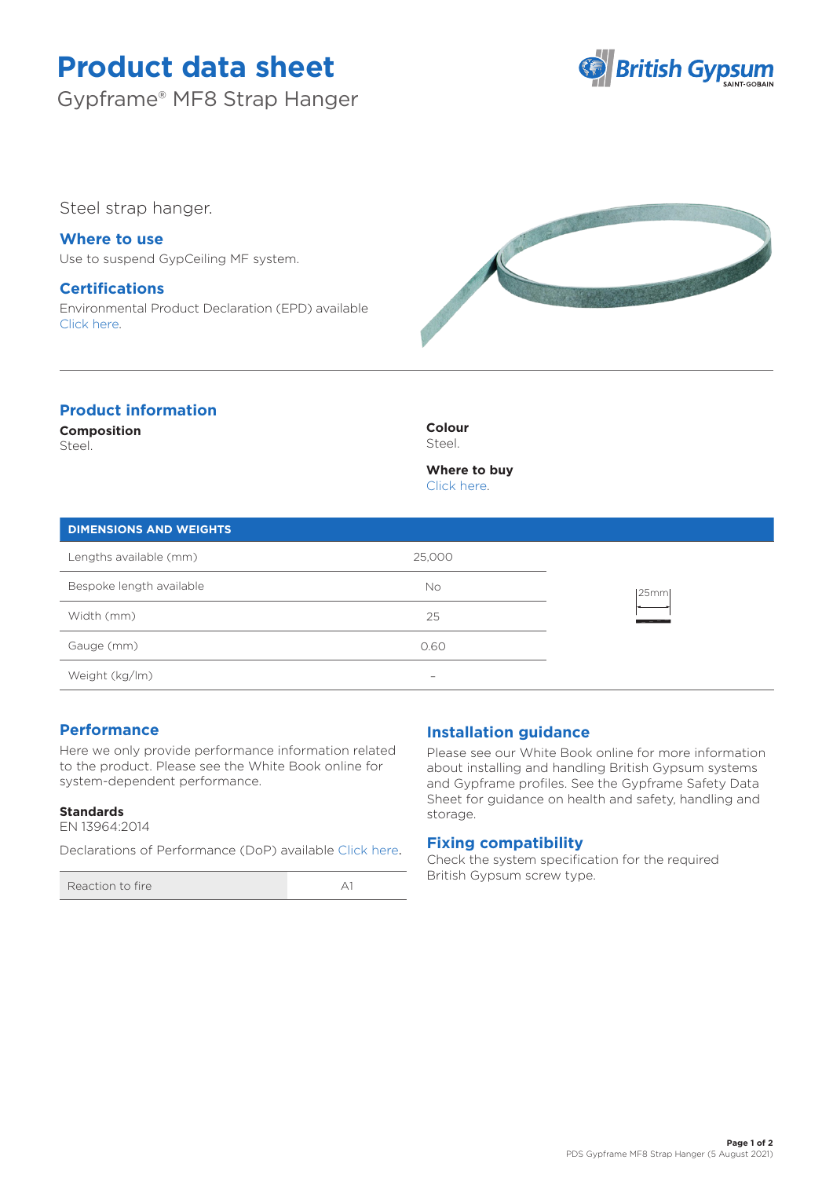# Product data sheet

Gypframe® MF8 Strap Hanger

Steel strap hanger.

## Where to use

Use to suspend GypCeiling MF system.

## Certifications

Environmental Product Declaration (EPD) available Click here.

## Product information

**Composition**
Steel.

**Colour**
Steel.

**Where to buy**
Click here.

| DIMENSIONS AND WEIGHTS | |
|---|---|
| Lengths available (mm) | 25,000 |
| Bespoke length available | No |
| Width (mm) | 25 |
| Gauge (mm) | 0.60 |
| Weight (kg/lm) | – |

25mm

## Performance

Here we only provide performance information related to the product. Please see the White Book online for system-dependent performance.

**Standards**
EN 13964:2014

Declarations of Performance (DoP) available Click here.

| Reaction to fire | A1 |
|---|---|

## Installation guidance

Please see our White Book online for more information about installing and handling British Gypsum systems and Gypframe profiles. See the Gypframe Safety Data Sheet for guidance on health and safety, handling and storage.

## Fixing compatibility

Check the system specification for the required British Gypsum screw type.

PDS Gypframe MF8 Strap Hanger (5 August 2021)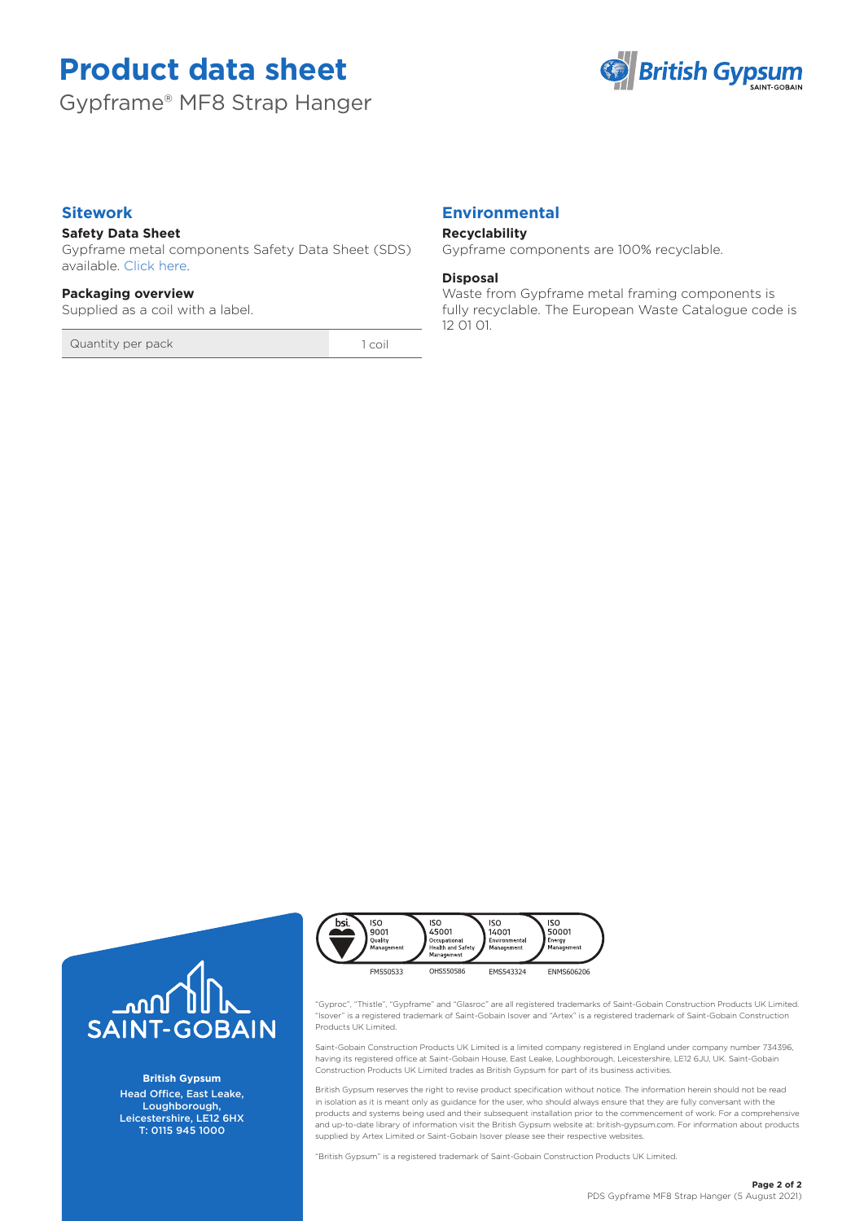# Product data sheet

Gypframe® MF8 Strap Hanger

## Sitework

### Safety Data Sheet

Gypframe metal components Safety Data Sheet (SDS) available. Click here.

### Packaging overview

Supplied as a coil with a label.

| | |
|---|---|
| Quantity per pack | 1 coil |

## Environmental

### Recyclability

Gypframe components are 100% recyclable.

### Disposal

Waste from Gypframe metal framing components is fully recyclable. The European Waste Catalogue code is 12 01 01.

ISO 9001 Quality Management FM550533
ISO 45001 Occupational Health and Safety Management OHS550586
ISO 14001 Environmental Management EMS543324
ISO 50001 Energy Management ENMS606206

"Gyproc", "Thistle", "Gypframe" and "Glasroc" are all registered trademarks of Saint-Gobain Construction Products UK Limited. "Isover" is a registered trademark of Saint-Gobain Isover and "Artex" is a registered trademark of Saint-Gobain Construction Products UK Limited.

Saint-Gobain Construction Products UK Limited is a limited company registered in England under company number 734396, having its registered office at Saint-Gobain House, East Leake, Loughborough, Leicestershire, LE12 6JU, UK. Saint-Gobain Construction Products UK Limited trades as British Gypsum for part of its business activities.

British Gypsum reserves the right to revise product specification without notice. The information herein should not be read in isolation as it is meant only as guidance for the user, who should always ensure that they are fully conversant with the products and systems being used and their subsequent installation prior to the commencement of work. For a comprehensive and up-to-date library of information visit the British Gypsum website at: british-gypsum.com. For information about products supplied by Artex Limited or Saint-Gobain Isover please see their respective websites.

"British Gypsum" is a registered trademark of Saint-Gobain Construction Products UK Limited.

**British Gypsum**
Head Office, East Leake,
Loughborough,
Leicestershire, LE12 6HX
T: 0115 945 1000

PDS Gypframe MF8 Strap Hanger (5 August 2021)